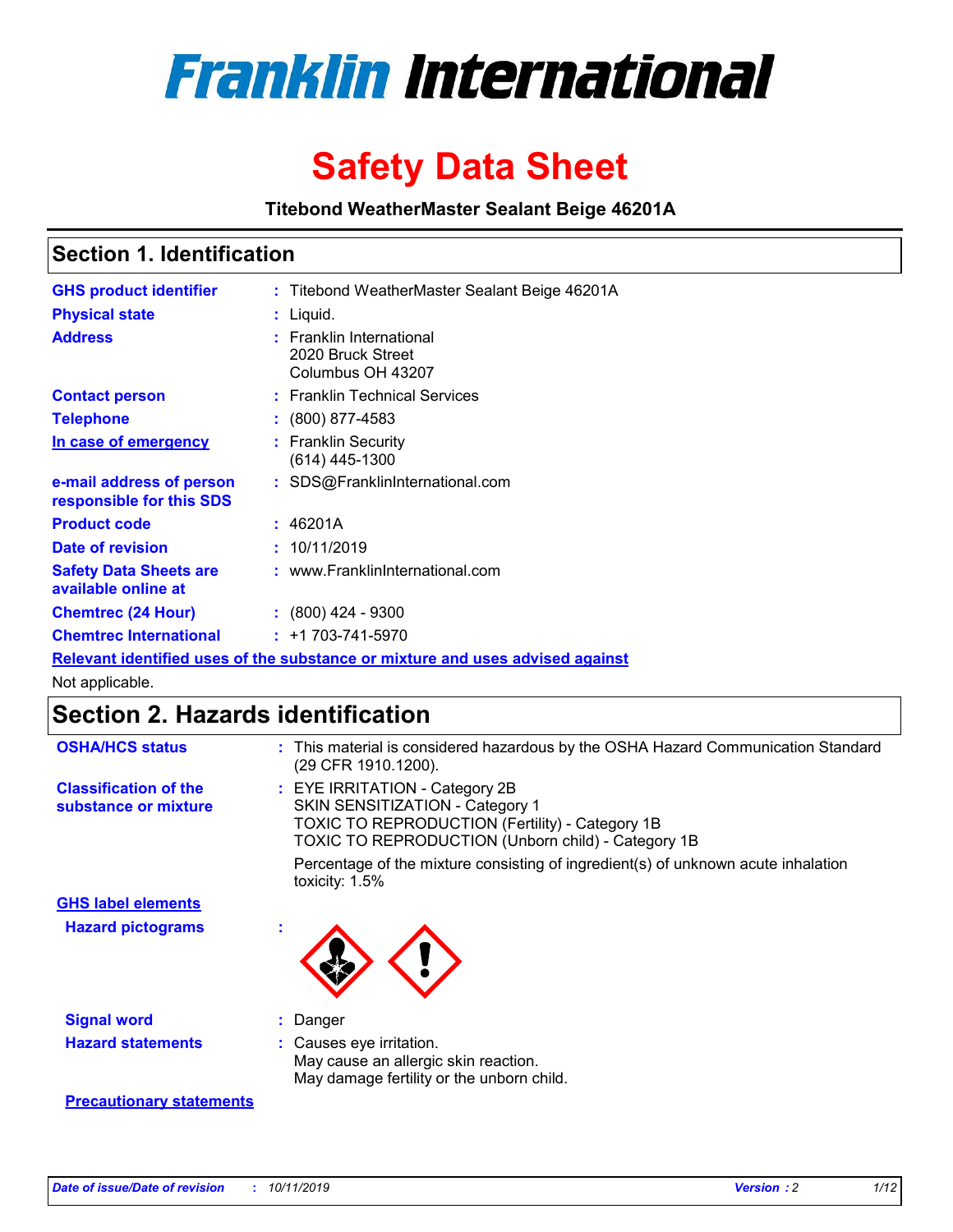# Franklin International

# Safety Data Sheet

**Titebond WeatherMaster Sealant Beige 46201A**

## Section 1. Identification

| | |
|---|---|
| **GHS product identifier** | : Titebond WeatherMaster Sealant Beige 46201A |
| **Physical state** | : Liquid. |
| **Address** | : Franklin International<br>2020 Bruck Street<br>Columbus OH 43207 |
| **Contact person** | : Franklin Technical Services |
| **Telephone** | : (800) 877-4583 |
| **In case of emergency** | : Franklin Security<br>(614) 445-1300 |
| **e-mail address of person responsible for this SDS** | : SDS@FranklinInternational.com |
| **Product code** | : 46201A |
| **Date of revision** | : 10/11/2019 |
| **Safety Data Sheets are available online at** | : www.FranklinInternational.com |
| **Chemtrec (24 Hour)** | : (800) 424 - 9300 |
| **Chemtrec International** | : +1 703-741-5970 |

**Relevant identified uses of the substance or mixture and uses advised against**

Not applicable.

## Section 2. Hazards identification

| | |
|---|---|
| **OSHA/HCS status** | : This material is considered hazardous by the OSHA Hazard Communication Standard (29 CFR 1910.1200). |
| **Classification of the substance or mixture** | : EYE IRRITATION - Category 2B<br>SKIN SENSITIZATION - Category 1<br>TOXIC TO REPRODUCTION (Fertility) - Category 1B<br>TOXIC TO REPRODUCTION (Unborn child) - Category 1B<br><br>Percentage of the mixture consisting of ingredient(s) of unknown acute inhalation toxicity: 1.5% |

**GHS label elements**

| | |
|---|---|
| **Hazard pictograms** | : |
| **Signal word** | : Danger |
| **Hazard statements** | : Causes eye irritation.<br>May cause an allergic skin reaction.<br>May damage fertility or the unborn child. |

**Precautionary statements**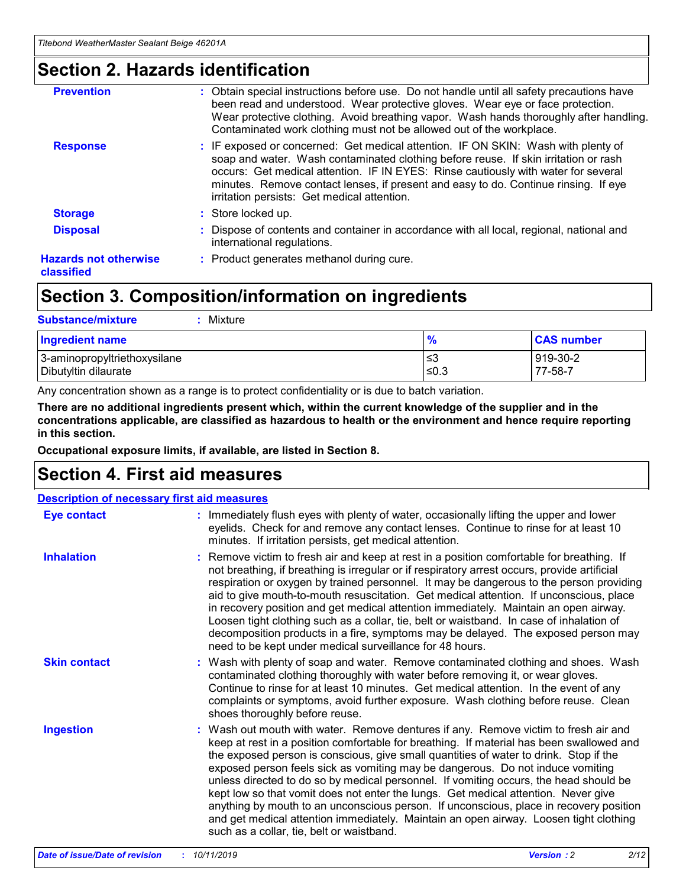# Section 2. Hazards identification

**Prevention** : Obtain special instructions before use. Do not handle until all safety precautions have been read and understood. Wear protective gloves. Wear eye or face protection. Wear protective clothing. Avoid breathing vapor. Wash hands thoroughly after handling. Contaminated work clothing must not be allowed out of the workplace.

**Response** : IF exposed or concerned: Get medical attention. IF ON SKIN: Wash with plenty of soap and water. Wash contaminated clothing before reuse. If skin irritation or rash occurs: Get medical attention. IF IN EYES: Rinse cautiously with water for several minutes. Remove contact lenses, if present and easy to do. Continue rinsing. If eye irritation persists: Get medical attention.

**Storage** : Store locked up.

**Disposal** : Dispose of contents and container in accordance with all local, regional, national and international regulations.

**Hazards not otherwise classified** : Product generates methanol during cure.

# Section 3. Composition/information on ingredients

**Substance/mixture** : Mixture

| Ingredient name | % | CAS number |
|---|---|---|
| 3-aminopropyltriethoxysilane | ≤3 | 919-30-2 |
| Dibutyltin dilaurate | ≤0.3 | 77-58-7 |

Any concentration shown as a range is to protect confidentiality or is due to batch variation.

**There are no additional ingredients present which, within the current knowledge of the supplier and in the concentrations applicable, are classified as hazardous to health or the environment and hence require reporting in this section.**

**Occupational exposure limits, if available, are listed in Section 8.**

# Section 4. First aid measures

**Description of necessary first aid measures**

**Eye contact** : Immediately flush eyes with plenty of water, occasionally lifting the upper and lower eyelids. Check for and remove any contact lenses. Continue to rinse for at least 10 minutes. If irritation persists, get medical attention.

**Inhalation** : Remove victim to fresh air and keep at rest in a position comfortable for breathing. If not breathing, if breathing is irregular or if respiratory arrest occurs, provide artificial respiration or oxygen by trained personnel. It may be dangerous to the person providing aid to give mouth-to-mouth resuscitation. Get medical attention. If unconscious, place in recovery position and get medical attention immediately. Maintain an open airway. Loosen tight clothing such as a collar, tie, belt or waistband. In case of inhalation of decomposition products in a fire, symptoms may be delayed. The exposed person may need to be kept under medical surveillance for 48 hours.

**Skin contact** : Wash with plenty of soap and water. Remove contaminated clothing and shoes. Wash contaminated clothing thoroughly with water before removing it, or wear gloves. Continue to rinse for at least 10 minutes. Get medical attention. In the event of any complaints or symptoms, avoid further exposure. Wash clothing before reuse. Clean shoes thoroughly before reuse.

**Ingestion** : Wash out mouth with water. Remove dentures if any. Remove victim to fresh air and keep at rest in a position comfortable for breathing. If material has been swallowed and the exposed person is conscious, give small quantities of water to drink. Stop if the exposed person feels sick as vomiting may be dangerous. Do not induce vomiting unless directed to do so by medical personnel. If vomiting occurs, the head should be kept low so that vomit does not enter the lungs. Get medical attention. Never give anything by mouth to an unconscious person. If unconscious, place in recovery position and get medical attention immediately. Maintain an open airway. Loosen tight clothing such as a collar, tie, belt or waistband.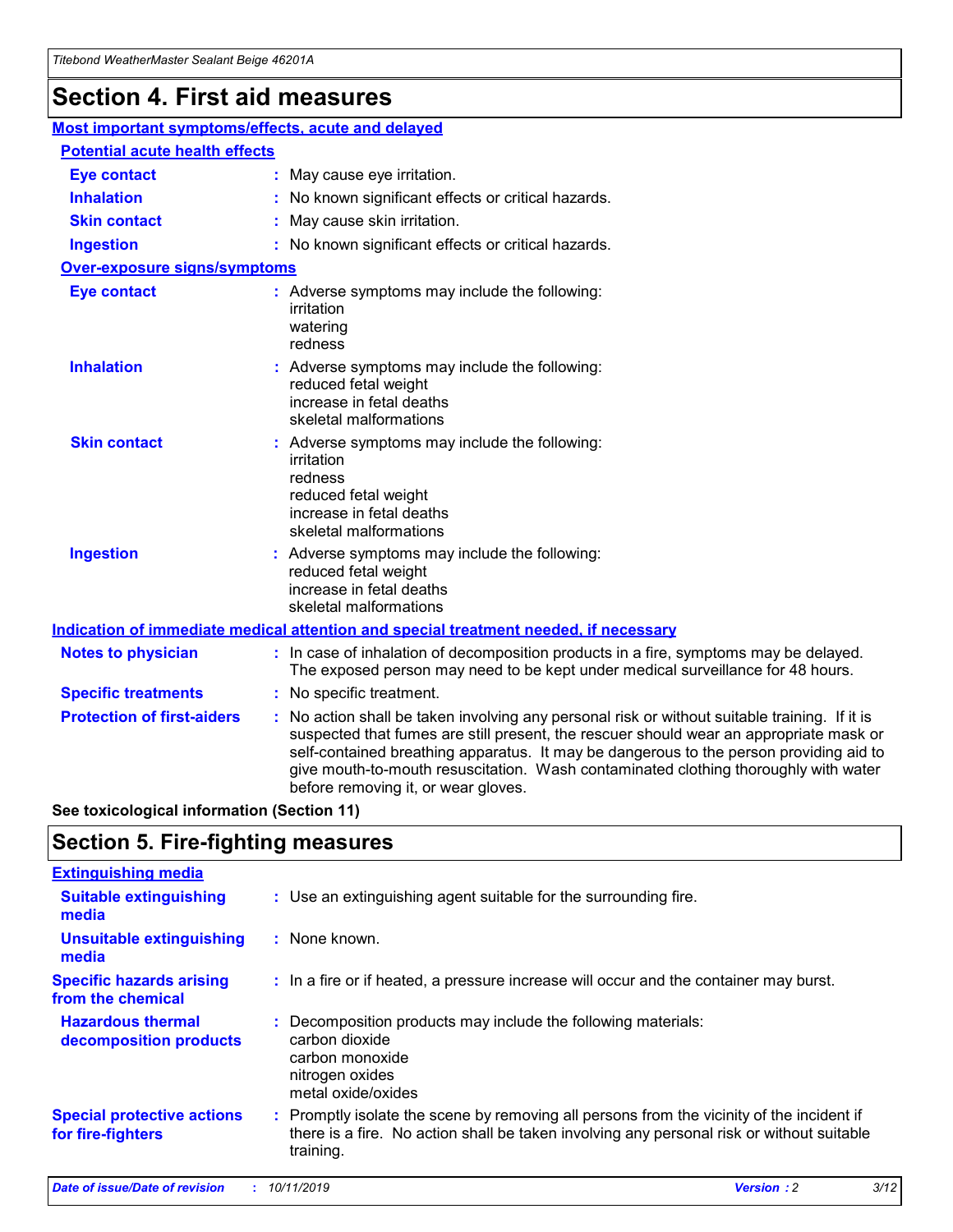# Section 4. First aid measures

## Most important symptoms/effects, acute and delayed

### Potential acute health effects

**Eye contact** : May cause eye irritation.

**Inhalation** : No known significant effects or critical hazards.

**Skin contact** : May cause skin irritation.

**Ingestion** : No known significant effects or critical hazards.

### Over-exposure signs/symptoms

**Eye contact** : Adverse symptoms may include the following:
irritation
watering
redness

**Inhalation** : Adverse symptoms may include the following:
reduced fetal weight
increase in fetal deaths
skeletal malformations

**Skin contact** : Adverse symptoms may include the following:
irritation
redness
reduced fetal weight
increase in fetal deaths
skeletal malformations

**Ingestion** : Adverse symptoms may include the following:
reduced fetal weight
increase in fetal deaths
skeletal malformations

## Indication of immediate medical attention and special treatment needed, if necessary

**Notes to physician** : In case of inhalation of decomposition products in a fire, symptoms may be delayed. The exposed person may need to be kept under medical surveillance for 48 hours.

**Specific treatments** : No specific treatment.

**Protection of first-aiders** : No action shall be taken involving any personal risk or without suitable training. If it is suspected that fumes are still present, the rescuer should wear an appropriate mask or self-contained breathing apparatus. It may be dangerous to the person providing aid to give mouth-to-mouth resuscitation. Wash contaminated clothing thoroughly with water before removing it, or wear gloves.

**See toxicological information (Section 11)**

# Section 5. Fire-fighting measures

## Extinguishing media

**Suitable extinguishing media** : Use an extinguishing agent suitable for the surrounding fire.

**Unsuitable extinguishing media** : None known.

**Specific hazards arising from the chemical** : In a fire or if heated, a pressure increase will occur and the container may burst.

**Hazardous thermal decomposition products** : Decomposition products may include the following materials:
carbon dioxide
carbon monoxide
nitrogen oxides
metal oxide/oxides

**Special protective actions for fire-fighters** : Promptly isolate the scene by removing all persons from the vicinity of the incident if there is a fire. No action shall be taken involving any personal risk or without suitable training.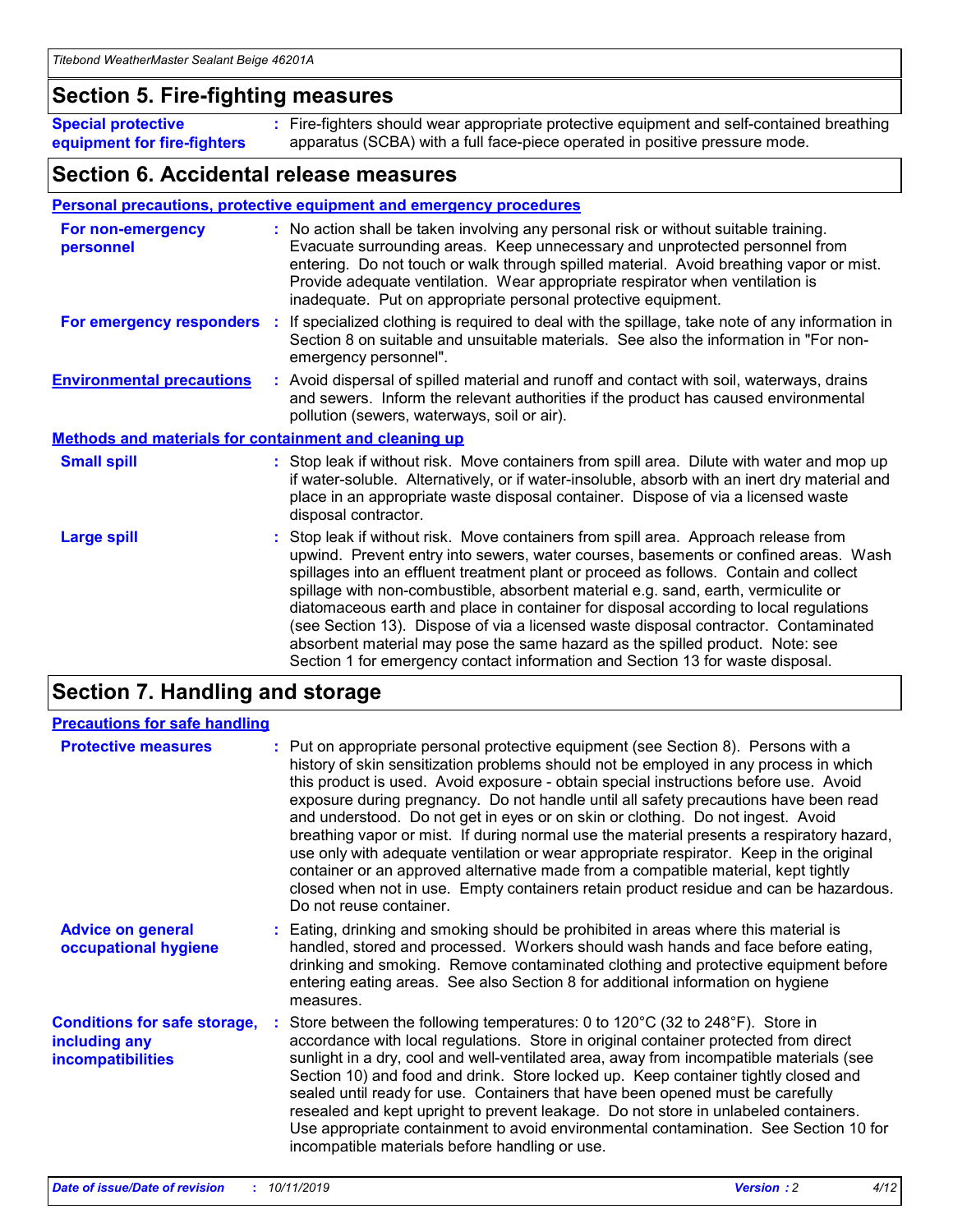## Section 5. Fire-fighting measures

**Special protective equipment for fire-fighters** : Fire-fighters should wear appropriate protective equipment and self-contained breathing apparatus (SCBA) with a full face-piece operated in positive pressure mode.

## Section 6. Accidental release measures

### Personal precautions, protective equipment and emergency procedures

**For non-emergency personnel** : No action shall be taken involving any personal risk or without suitable training. Evacuate surrounding areas. Keep unnecessary and unprotected personnel from entering. Do not touch or walk through spilled material. Avoid breathing vapor or mist. Provide adequate ventilation. Wear appropriate respirator when ventilation is inadequate. Put on appropriate personal protective equipment.

**For emergency responders** : If specialized clothing is required to deal with the spillage, take note of any information in Section 8 on suitable and unsuitable materials. See also the information in "For non-emergency personnel".

**Environmental precautions** : Avoid dispersal of spilled material and runoff and contact with soil, waterways, drains and sewers. Inform the relevant authorities if the product has caused environmental pollution (sewers, waterways, soil or air).

### Methods and materials for containment and cleaning up

**Small spill** : Stop leak if without risk. Move containers from spill area. Dilute with water and mop up if water-soluble. Alternatively, or if water-insoluble, absorb with an inert dry material and place in an appropriate waste disposal container. Dispose of via a licensed waste disposal contractor.

**Large spill** : Stop leak if without risk. Move containers from spill area. Approach release from upwind. Prevent entry into sewers, water courses, basements or confined areas. Wash spillages into an effluent treatment plant or proceed as follows. Contain and collect spillage with non-combustible, absorbent material e.g. sand, earth, vermiculite or diatomaceous earth and place in container for disposal according to local regulations (see Section 13). Dispose of via a licensed waste disposal contractor. Contaminated absorbent material may pose the same hazard as the spilled product. Note: see Section 1 for emergency contact information and Section 13 for waste disposal.

## Section 7. Handling and storage

### Precautions for safe handling

**Protective measures** : Put on appropriate personal protective equipment (see Section 8). Persons with a history of skin sensitization problems should not be employed in any process in which this product is used. Avoid exposure - obtain special instructions before use. Avoid exposure during pregnancy. Do not handle until all safety precautions have been read and understood. Do not get in eyes or on skin or clothing. Do not ingest. Avoid breathing vapor or mist. If during normal use the material presents a respiratory hazard, use only with adequate ventilation or wear appropriate respirator. Keep in the original container or an approved alternative made from a compatible material, kept tightly closed when not in use. Empty containers retain product residue and can be hazardous. Do not reuse container.

**Advice on general occupational hygiene** : Eating, drinking and smoking should be prohibited in areas where this material is handled, stored and processed. Workers should wash hands and face before eating, drinking and smoking. Remove contaminated clothing and protective equipment before entering eating areas. See also Section 8 for additional information on hygiene measures.

**Conditions for safe storage, including any incompatibilities** : Store between the following temperatures: 0 to 120°C (32 to 248°F). Store in accordance with local regulations. Store in original container protected from direct sunlight in a dry, cool and well-ventilated area, away from incompatible materials (see Section 10) and food and drink. Store locked up. Keep container tightly closed and sealed until ready for use. Containers that have been opened must be carefully resealed and kept upright to prevent leakage. Do not store in unlabeled containers. Use appropriate containment to avoid environmental contamination. See Section 10 for incompatible materials before handling or use.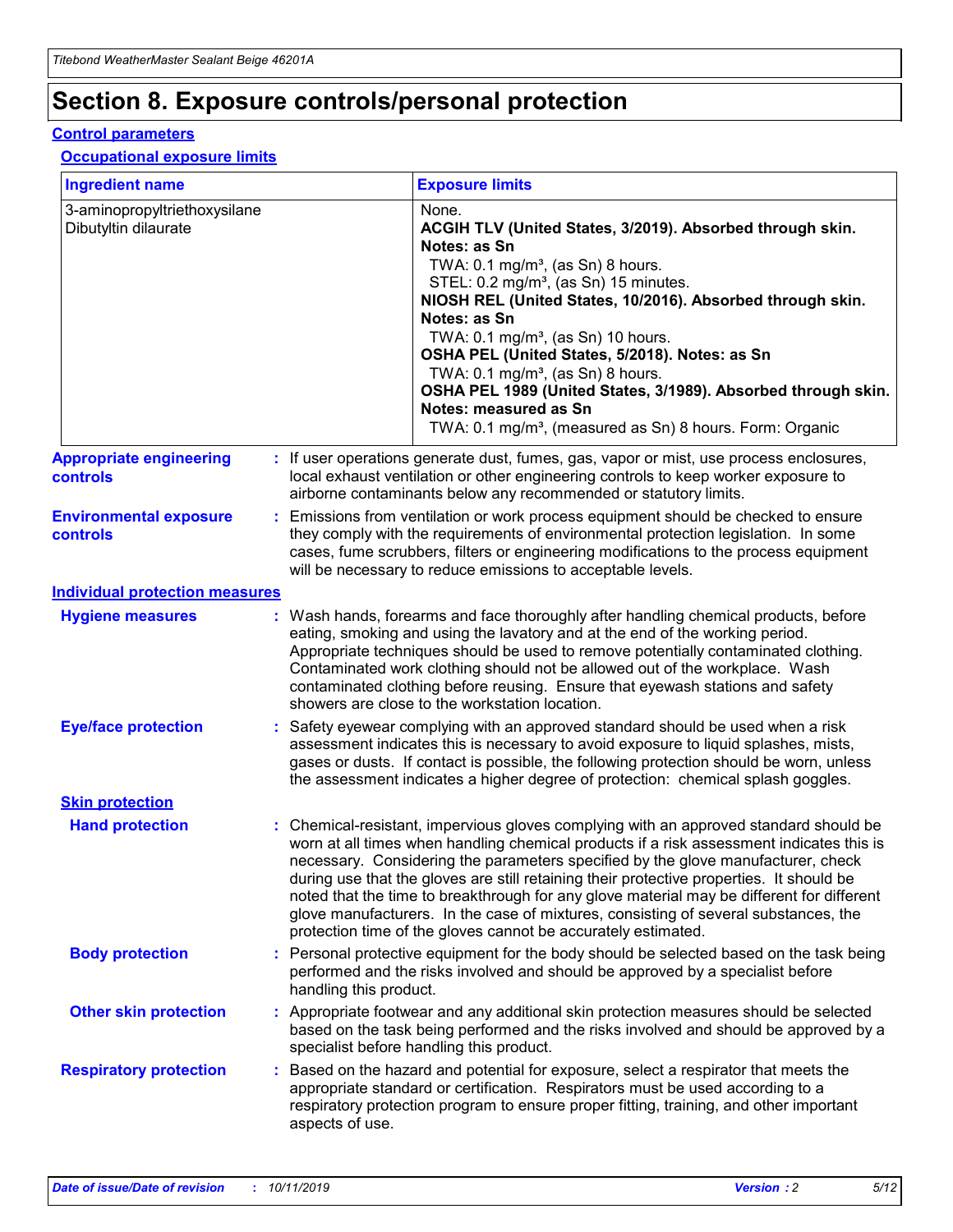# Section 8. Exposure controls/personal protection

## Control parameters

### Occupational exposure limits

| Ingredient name | Exposure limits |
| --- | --- |
| 3-aminopropyltriethoxysilane | None. |
| Dibutyltin dilaurate | **ACGIH TLV (United States, 3/2019). Absorbed through skin. Notes: as Sn**<br>TWA: 0.1 mg/m³, (as Sn) 8 hours.<br>STEL: 0.2 mg/m³, (as Sn) 15 minutes.<br>**NIOSH REL (United States, 10/2016). Absorbed through skin. Notes: as Sn**<br>TWA: 0.1 mg/m³, (as Sn) 10 hours.<br>**OSHA PEL (United States, 5/2018). Notes: as Sn**<br>TWA: 0.1 mg/m³, (as Sn) 8 hours.<br>**OSHA PEL 1989 (United States, 3/1989). Absorbed through skin. Notes: measured as Sn**<br>TWA: 0.1 mg/m³, (measured as Sn) 8 hours. Form: Organic |

**Appropriate engineering controls** : If user operations generate dust, fumes, gas, vapor or mist, use process enclosures, local exhaust ventilation or other engineering controls to keep worker exposure to airborne contaminants below any recommended or statutory limits.

**Environmental exposure controls** : Emissions from ventilation or work process equipment should be checked to ensure they comply with the requirements of environmental protection legislation. In some cases, fume scrubbers, filters or engineering modifications to the process equipment will be necessary to reduce emissions to acceptable levels.

## Individual protection measures

**Hygiene measures** : Wash hands, forearms and face thoroughly after handling chemical products, before eating, smoking and using the lavatory and at the end of the working period. Appropriate techniques should be used to remove potentially contaminated clothing. Contaminated work clothing should not be allowed out of the workplace. Wash contaminated clothing before reusing. Ensure that eyewash stations and safety showers are close to the workstation location.

**Eye/face protection** : Safety eyewear complying with an approved standard should be used when a risk assessment indicates this is necessary to avoid exposure to liquid splashes, mists, gases or dusts. If contact is possible, the following protection should be worn, unless the assessment indicates a higher degree of protection: chemical splash goggles.

### Skin protection

**Hand protection** : Chemical-resistant, impervious gloves complying with an approved standard should be worn at all times when handling chemical products if a risk assessment indicates this is necessary. Considering the parameters specified by the glove manufacturer, check during use that the gloves are still retaining their protective properties. It should be noted that the time to breakthrough for any glove material may be different for different glove manufacturers. In the case of mixtures, consisting of several substances, the protection time of the gloves cannot be accurately estimated.

**Body protection** : Personal protective equipment for the body should be selected based on the task being performed and the risks involved and should be approved by a specialist before handling this product.

**Other skin protection** : Appropriate footwear and any additional skin protection measures should be selected based on the task being performed and the risks involved and should be approved by a specialist before handling this product.

**Respiratory protection** : Based on the hazard and potential for exposure, select a respirator that meets the appropriate standard or certification. Respirators must be used according to a respiratory protection program to ensure proper fitting, training, and other important aspects of use.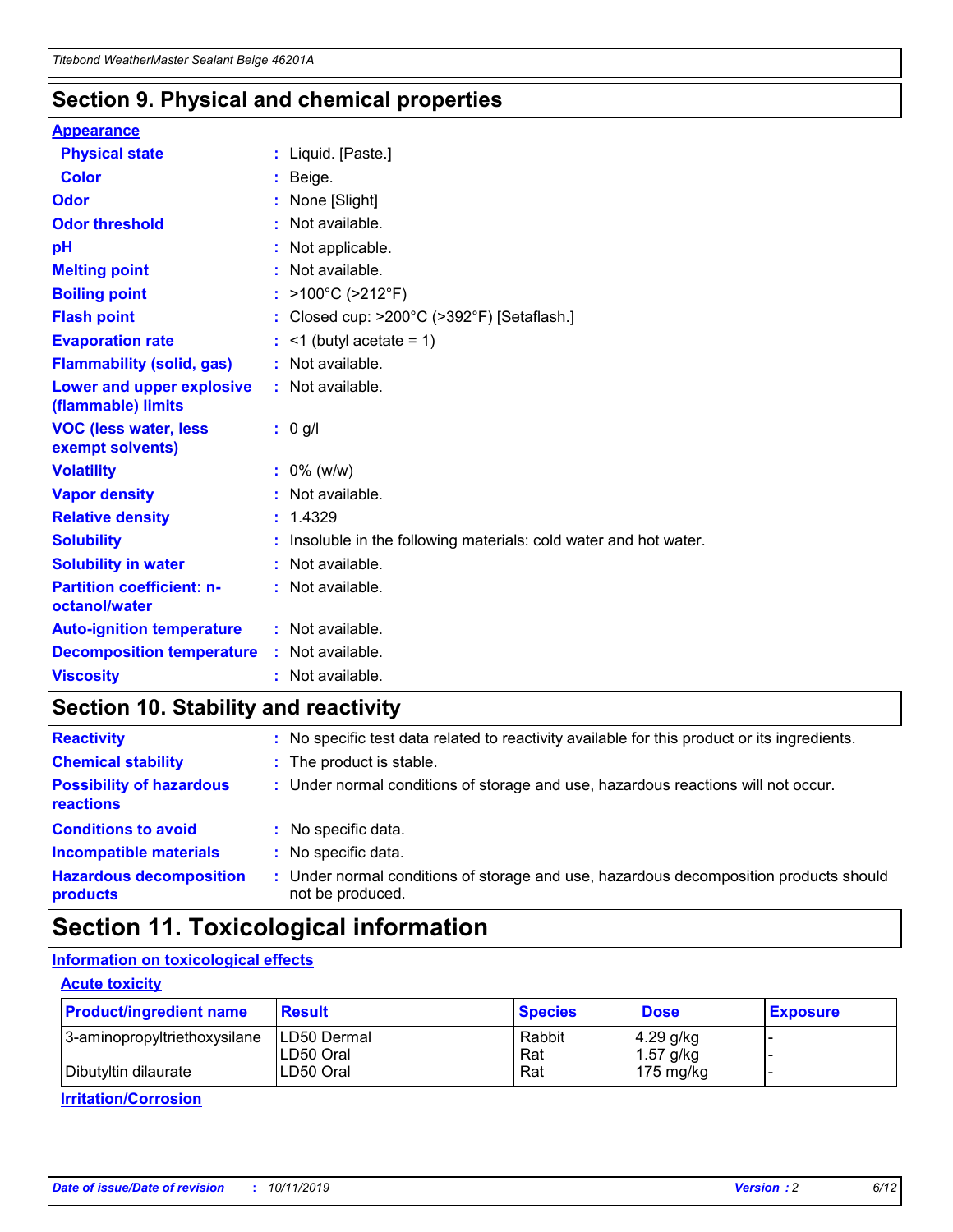## Section 9. Physical and chemical properties

### Appearance

| | |
|---|---|
| **Physical state** | : Liquid. [Paste.] |
| **Color** | : Beige. |
| **Odor** | : None [Slight] |
| **Odor threshold** | : Not available. |
| **pH** | : Not applicable. |
| **Melting point** | : Not available. |
| **Boiling point** | : >100°C (>212°F) |
| **Flash point** | : Closed cup: >200°C (>392°F) [Setaflash.] |
| **Evaporation rate** | : <1 (butyl acetate = 1) |
| **Flammability (solid, gas)** | : Not available. |
| **Lower and upper explosive (flammable) limits** | : Not available. |
| **VOC (less water, less exempt solvents)** | : 0 g/l |
| **Volatility** | : 0% (w/w) |
| **Vapor density** | : Not available. |
| **Relative density** | : 1.4329 |
| **Solubility** | : Insoluble in the following materials: cold water and hot water. |
| **Solubility in water** | : Not available. |
| **Partition coefficient: n-octanol/water** | : Not available. |
| **Auto-ignition temperature** | : Not available. |
| **Decomposition temperature** | : Not available. |
| **Viscosity** | : Not available. |

## Section 10. Stability and reactivity

| | |
|---|---|
| **Reactivity** | : No specific test data related to reactivity available for this product or its ingredients. |
| **Chemical stability** | : The product is stable. |
| **Possibility of hazardous reactions** | : Under normal conditions of storage and use, hazardous reactions will not occur. |
| **Conditions to avoid** | : No specific data. |
| **Incompatible materials** | : No specific data. |
| **Hazardous decomposition products** | : Under normal conditions of storage and use, hazardous decomposition products should not be produced. |

## Section 11. Toxicological information

### Information on toxicological effects

#### Acute toxicity

| Product/ingredient name | Result | Species | Dose | Exposure |
|---|---|---|---|---|
| 3-aminopropyltriethoxysilane | LD50 Dermal | Rabbit | 4.29 g/kg | - |
| | LD50 Oral | Rat | 1.57 g/kg | - |
| Dibutyltin dilaurate | LD50 Oral | Rat | 175 mg/kg | - |

#### Irritation/Corrosion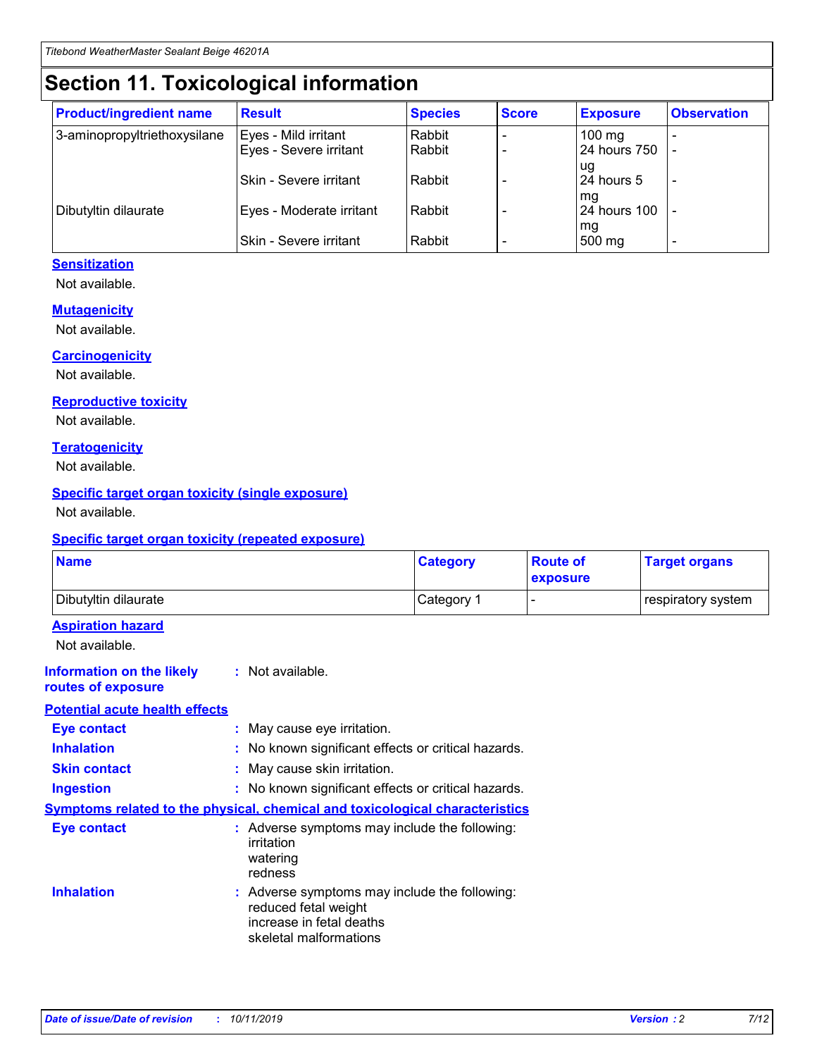# Section 11. Toxicological information

| Product/ingredient name | Result | Species | Score | Exposure | Observation |
|---|---|---|---|---|---|
| 3-aminopropyltriethoxysilane | Eyes - Mild irritant | Rabbit | - | 100 mg | - |
| | Eyes - Severe irritant | Rabbit | - | 24 hours 750 ug | - |
| | Skin - Severe irritant | Rabbit | - | 24 hours 5 mg | - |
| Dibutyltin dilaurate | Eyes - Moderate irritant | Rabbit | - | 24 hours 100 mg | - |
| | Skin - Severe irritant | Rabbit | - | 500 mg | - |

### Sensitization

Not available.

### Mutagenicity

Not available.

### Carcinogenicity

Not available.

### Reproductive toxicity

Not available.

### Teratogenicity

Not available.

### Specific target organ toxicity (single exposure)

Not available.

### Specific target organ toxicity (repeated exposure)

| Name | Category | Route of exposure | Target organs |
|---|---|---|---|
| Dibutyltin dilaurate | Category 1 | - | respiratory system |

### Aspiration hazard

Not available.

**Information on the likely routes of exposure** : Not available.

### Potential acute health effects

**Eye contact** : May cause eye irritation.

**Inhalation** : No known significant effects or critical hazards.

**Skin contact** : May cause skin irritation.

**Ingestion** : No known significant effects or critical hazards.

### Symptoms related to the physical, chemical and toxicological characteristics

**Eye contact** : Adverse symptoms may include the following:
irritation
watering
redness

**Inhalation** : Adverse symptoms may include the following:
reduced fetal weight
increase in fetal deaths
skeletal malformations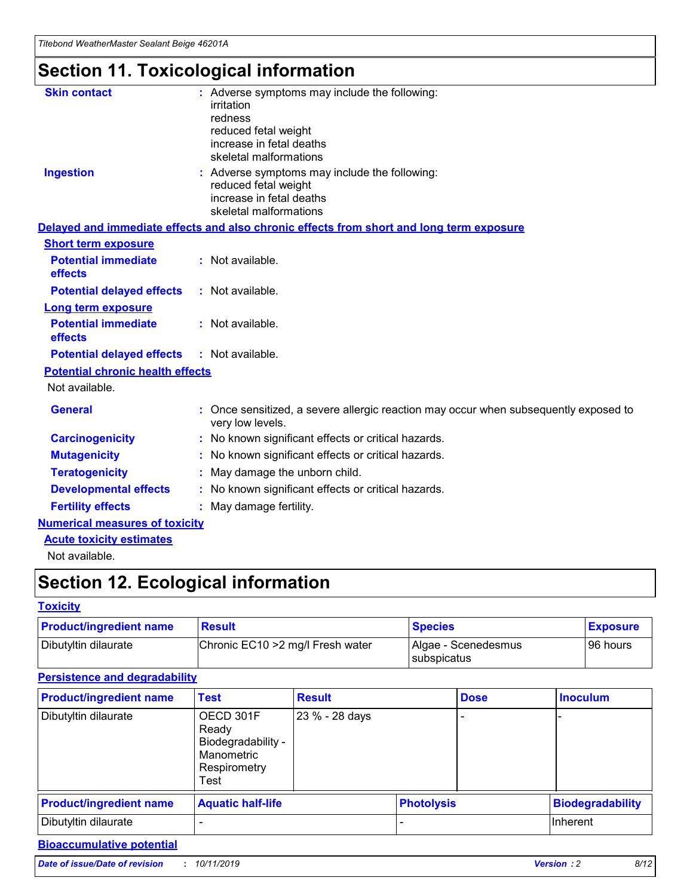# Section 11. Toxicological information

**Skin contact** : Adverse symptoms may include the following:
irritation
redness
reduced fetal weight
increase in fetal deaths
skeletal malformations

**Ingestion** : Adverse symptoms may include the following:
reduced fetal weight
increase in fetal deaths
skeletal malformations

## Delayed and immediate effects and also chronic effects from short and long term exposure

### Short term exposure

**Potential immediate effects** : Not available.

**Potential delayed effects** : Not available.

### Long term exposure

**Potential immediate effects** : Not available.

**Potential delayed effects** : Not available.

### Potential chronic health effects

Not available.

**General** : Once sensitized, a severe allergic reaction may occur when subsequently exposed to very low levels.

**Carcinogenicity** : No known significant effects or critical hazards.

**Mutagenicity** : No known significant effects or critical hazards.

**Teratogenicity** : May damage the unborn child.

**Developmental effects** : No known significant effects or critical hazards.

**Fertility effects** : May damage fertility.

## Numerical measures of toxicity

### Acute toxicity estimates

Not available.

# Section 12. Ecological information

## Toxicity

| Product/ingredient name | Result | Species | Exposure |
| --- | --- | --- | --- |
| Dibutyltin dilaurate | Chronic EC10 >2 mg/l Fresh water | Algae - Scenedesmus subspicatus | 96 hours |

## Persistence and degradability

| Product/ingredient name | Test | Result | Dose | Inoculum |
| --- | --- | --- | --- | --- |
| Dibutyltin dilaurate | OECD 301F Ready Biodegradability - Manometric Respirometry Test | 23 % - 28 days | - | - |

| Product/ingredient name | Aquatic half-life | Photolysis | Biodegradability |
| --- | --- | --- | --- |
| Dibutyltin dilaurate | - | - | Inherent |

## Bioaccumulative potential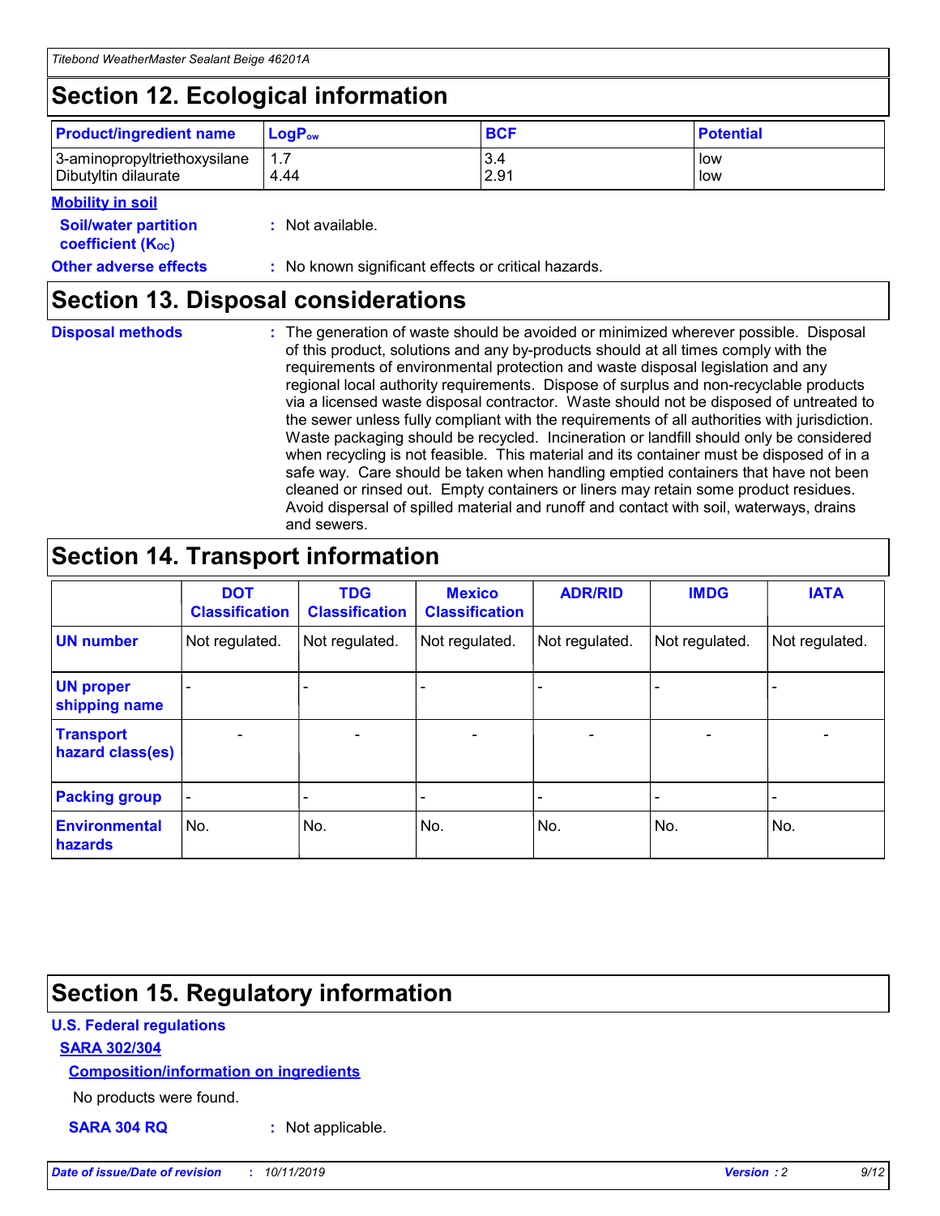## Section 12. Ecological information

| Product/ingredient name | $LogP_{ow}$ | BCF | Potential |
|---|---|---|---|
| 3-aminopropyltriethoxysilane | 1.7 | 3.4 | low |
| Dibutyltin dilaurate | 4.44 | 2.91 | low |

**Mobility in soil**

**Soil/water partition coefficient ($K_{OC}$)** : Not available.

**Other adverse effects** : No known significant effects or critical hazards.

## Section 13. Disposal considerations

**Disposal methods** : The generation of waste should be avoided or minimized wherever possible. Disposal of this product, solutions and any by-products should at all times comply with the requirements of environmental protection and waste disposal legislation and any regional local authority requirements. Dispose of surplus and non-recyclable products via a licensed waste disposal contractor. Waste should not be disposed of untreated to the sewer unless fully compliant with the requirements of all authorities with jurisdiction. Waste packaging should be recycled. Incineration or landfill should only be considered when recycling is not feasible. This material and its container must be disposed of in a safe way. Care should be taken when handling emptied containers that have not been cleaned or rinsed out. Empty containers or liners may retain some product residues. Avoid dispersal of spilled material and runoff and contact with soil, waterways, drains and sewers.

## Section 14. Transport information

| | DOT Classification | TDG Classification | Mexico Classification | ADR/RID | IMDG | IATA |
|---|---|---|---|---|---|---|
| UN number | Not regulated. | Not regulated. | Not regulated. | Not regulated. | Not regulated. | Not regulated. |
| UN proper shipping name | - | - | - | - | - | - |
| Transport hazard class(es) | - | - | - | - | - | - |
| Packing group | - | - | - | - | - | - |
| Environmental hazards | No. | No. | No. | No. | No. | No. |

## Section 15. Regulatory information

**U.S. Federal regulations**

**SARA 302/304**

**Composition/information on ingredients**

No products were found.

**SARA 304 RQ** : Not applicable.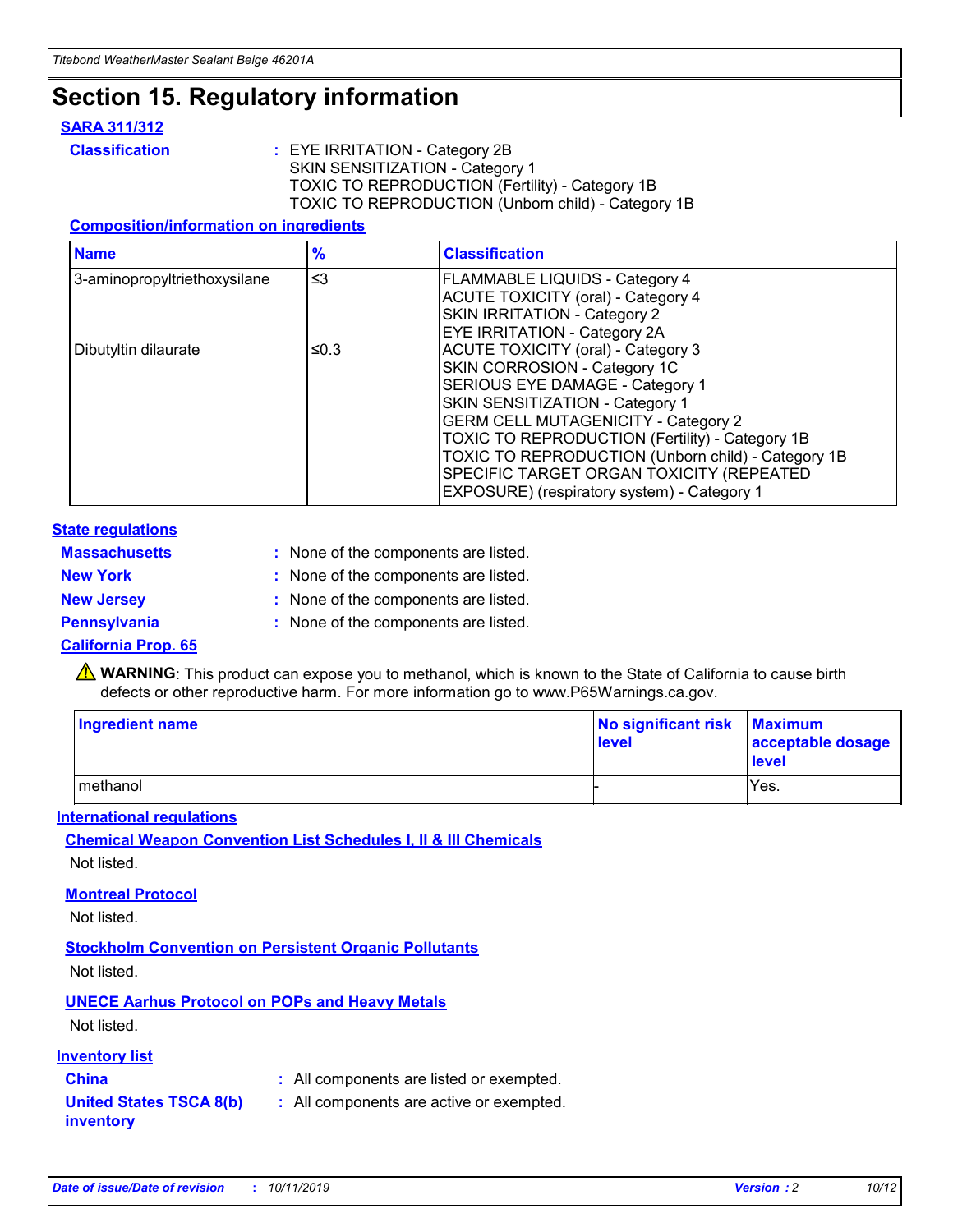# Section 15. Regulatory information

## SARA 311/312

**Classification** : EYE IRRITATION - Category 2B
SKIN SENSITIZATION - Category 1
TOXIC TO REPRODUCTION (Fertility) - Category 1B
TOXIC TO REPRODUCTION (Unborn child) - Category 1B

### Composition/information on ingredients

| Name | % | Classification |
| --- | --- | --- |
| 3-aminopropyltriethoxysilane | ≤3 | FLAMMABLE LIQUIDS - Category 4<br>ACUTE TOXICITY (oral) - Category 4<br>SKIN IRRITATION - Category 2<br>EYE IRRITATION - Category 2A |
| Dibutyltin dilaurate | ≤0.3 | ACUTE TOXICITY (oral) - Category 3<br>SKIN CORROSION - Category 1C<br>SERIOUS EYE DAMAGE - Category 1<br>SKIN SENSITIZATION - Category 1<br>GERM CELL MUTAGENICITY - Category 2<br>TOXIC TO REPRODUCTION (Fertility) - Category 1B<br>TOXIC TO REPRODUCTION (Unborn child) - Category 1B<br>SPECIFIC TARGET ORGAN TOXICITY (REPEATED EXPOSURE) (respiratory system) - Category 1 |

## State regulations

**Massachusetts** : None of the components are listed.

**New York** : None of the components are listed.

**New Jersey** : None of the components are listed.

**Pennsylvania** : None of the components are listed.

### California Prop. 65

⚠ **WARNING**: This product can expose you to methanol, which is known to the State of California to cause birth defects or other reproductive harm. For more information go to www.P65Warnings.ca.gov.

| Ingredient name | No significant risk level | Maximum acceptable dosage level |
| --- | --- | --- |
| methanol | - | Yes. |

## International regulations

### Chemical Weapon Convention List Schedules I, II & III Chemicals

Not listed.

### Montreal Protocol

Not listed.

### Stockholm Convention on Persistent Organic Pollutants

Not listed.

### UNECE Aarhus Protocol on POPs and Heavy Metals

Not listed.

## Inventory list

**China** : All components are listed or exempted.

**United States TSCA 8(b) inventory** : All components are active or exempted.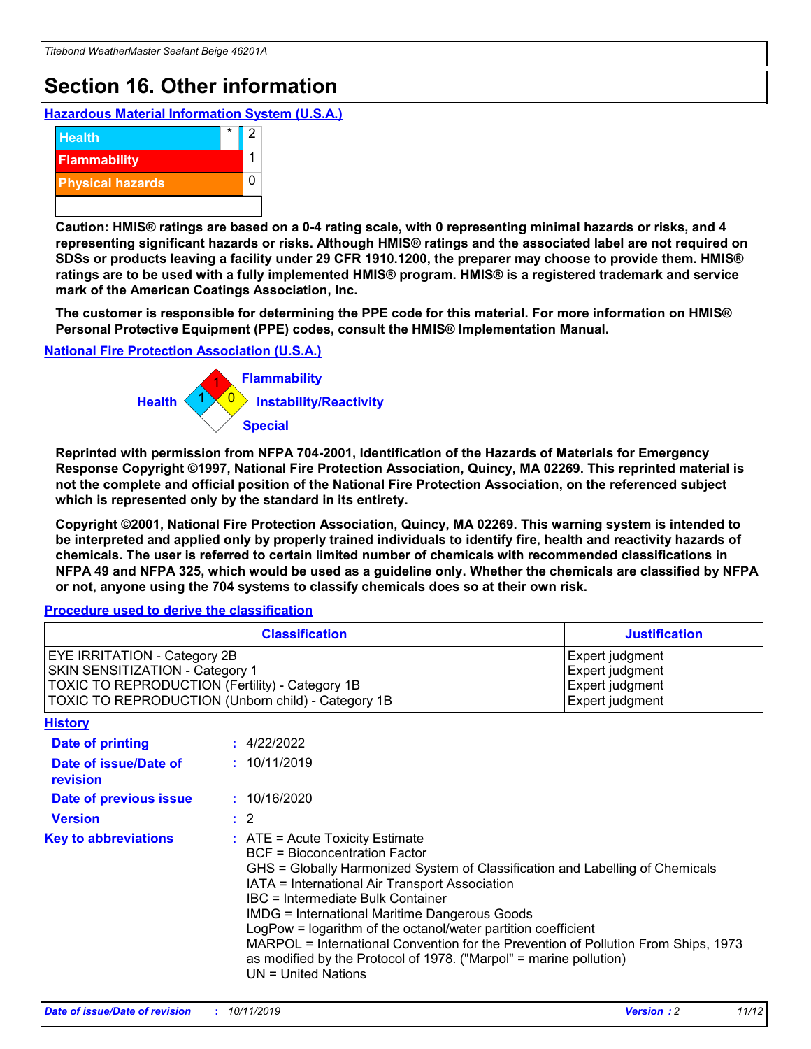# Section 16. Other information

### Hazardous Material Information System (U.S.A.)

| | | |
|---|---|---|
| Health | * | 2 |
| Flammability | | 1 |
| Physical hazards | | 0 |

**Caution: HMIS® ratings are based on a 0-4 rating scale, with 0 representing minimal hazards or risks, and 4 representing significant hazards or risks. Although HMIS® ratings and the associated label are not required on SDSs or products leaving a facility under 29 CFR 1910.1200, the preparer may choose to provide them. HMIS® ratings are to be used with a fully implemented HMIS® program. HMIS® is a registered trademark and service mark of the American Coatings Association, Inc.**

**The customer is responsible for determining the PPE code for this material. For more information on HMIS® Personal Protective Equipment (PPE) codes, consult the HMIS® Implementation Manual.**

### National Fire Protection Association (U.S.A.)

Health: 1
Flammability: 1
Instability/Reactivity: 0
Special:

**Reprinted with permission from NFPA 704-2001, Identification of the Hazards of Materials for Emergency Response Copyright ©1997, National Fire Protection Association, Quincy, MA 02269. This reprinted material is not the complete and official position of the National Fire Protection Association, on the referenced subject which is represented only by the standard in its entirety.**

**Copyright ©2001, National Fire Protection Association, Quincy, MA 02269. This warning system is intended to be interpreted and applied only by properly trained individuals to identify fire, health and reactivity hazards of chemicals. The user is referred to certain limited number of chemicals with recommended classifications in NFPA 49 and NFPA 325, which would be used as a guideline only. Whether the chemicals are classified by NFPA or not, anyone using the 704 systems to classify chemicals does so at their own risk.**

### Procedure used to derive the classification

| Classification | Justification |
|---|---|
| EYE IRRITATION - Category 2B | Expert judgment |
| SKIN SENSITIZATION - Category 1 | Expert judgment |
| TOXIC TO REPRODUCTION (Fertility) - Category 1B | Expert judgment |
| TOXIC TO REPRODUCTION (Unborn child) - Category 1B | Expert judgment |

### History

**Date of printing** : 4/22/2022

**Date of issue/Date of revision** : 10/11/2019

**Date of previous issue** : 10/16/2020

**Version** : 2

**Key to abbreviations** :
ATE = Acute Toxicity Estimate
BCF = Bioconcentration Factor
GHS = Globally Harmonized System of Classification and Labelling of Chemicals
IATA = International Air Transport Association
IBC = Intermediate Bulk Container
IMDG = International Maritime Dangerous Goods
LogPow = logarithm of the octanol/water partition coefficient
MARPOL = International Convention for the Prevention of Pollution From Ships, 1973 as modified by the Protocol of 1978. ("Marpol" = marine pollution)
UN = United Nations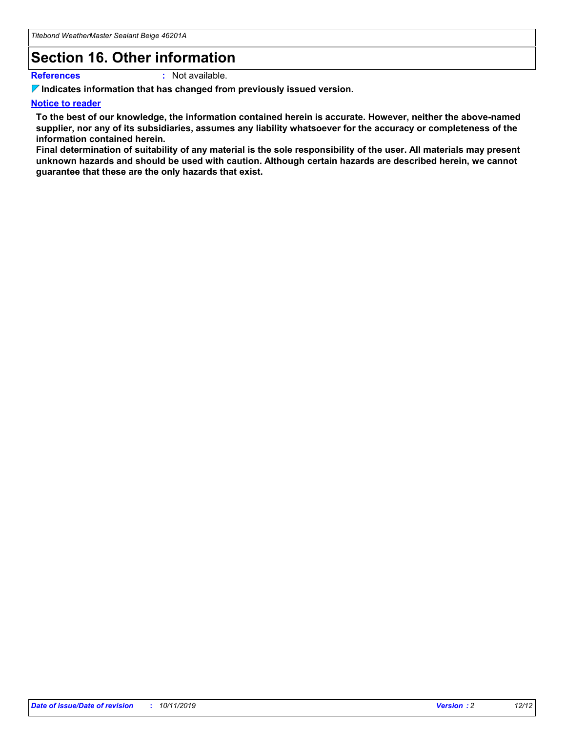# Section 16. Other information

**References** : Not available.

**Indicates information that has changed from previously issued version.**

**Notice to reader**

**To the best of our knowledge, the information contained herein is accurate. However, neither the above-named supplier, nor any of its subsidiaries, assumes any liability whatsoever for the accuracy or completeness of the information contained herein.**

**Final determination of suitability of any material is the sole responsibility of the user. All materials may present unknown hazards and should be used with caution. Although certain hazards are described herein, we cannot guarantee that these are the only hazards that exist.**